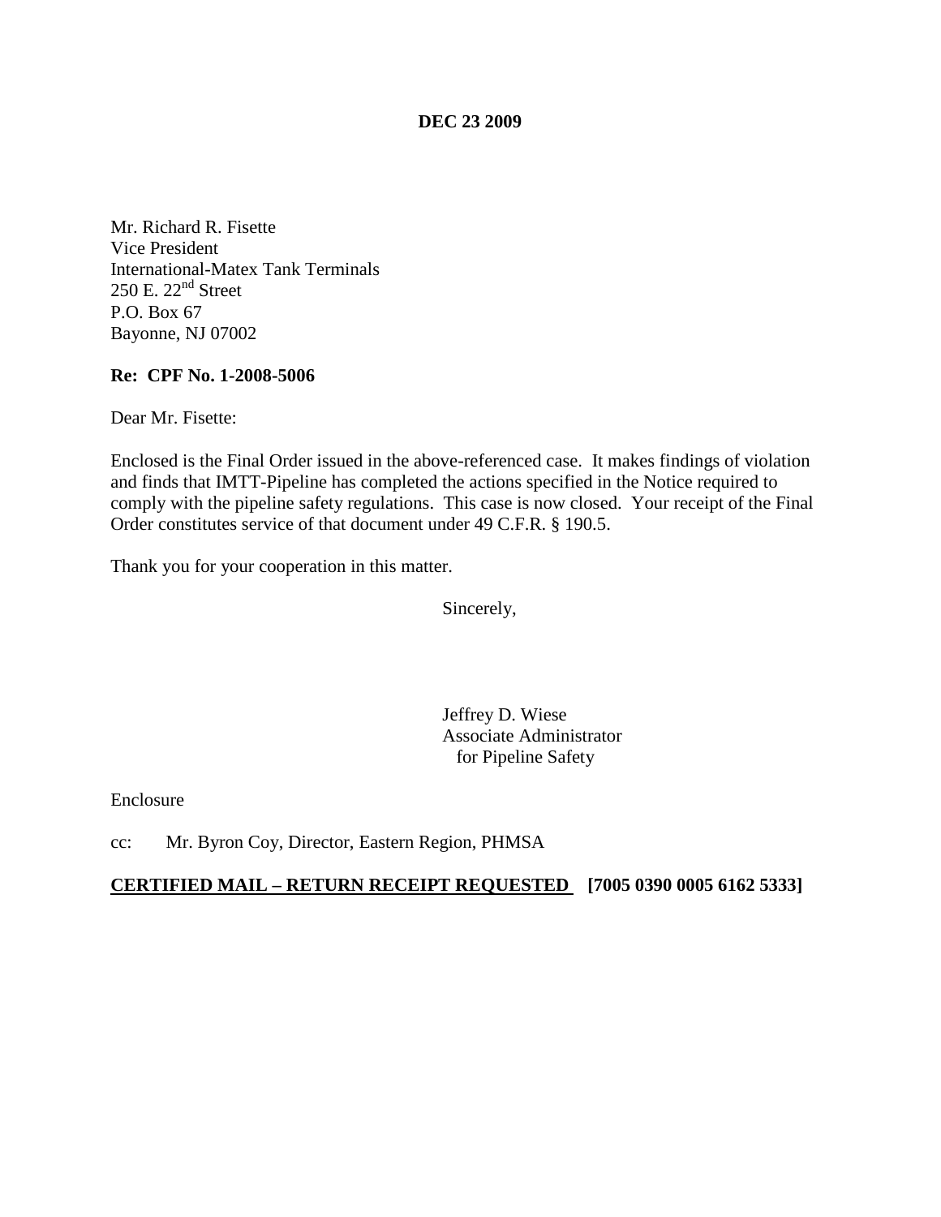**DEC 23 2009**

Mr. Richard R. Fisette
Vice President
International-Matex Tank Terminals
250 E. 22nd Street
P.O. Box 67
Bayonne, NJ 07002

**Re: CPF No. 1-2008-5006**

Dear Mr. Fisette:

Enclosed is the Final Order issued in the above-referenced case. It makes findings of violation and finds that IMTT-Pipeline has completed the actions specified in the Notice required to comply with the pipeline safety regulations. This case is now closed. Your receipt of the Final Order constitutes service of that document under 49 C.F.R. § 190.5.

Thank you for your cooperation in this matter.

Sincerely,

Jeffrey D. Wiese
Associate Administrator
for Pipeline Safety

Enclosure

cc: Mr. Byron Coy, Director, Eastern Region, PHMSA

**CERTIFIED MAIL – RETURN RECEIPT REQUESTED [7005 0390 0005 6162 5333]**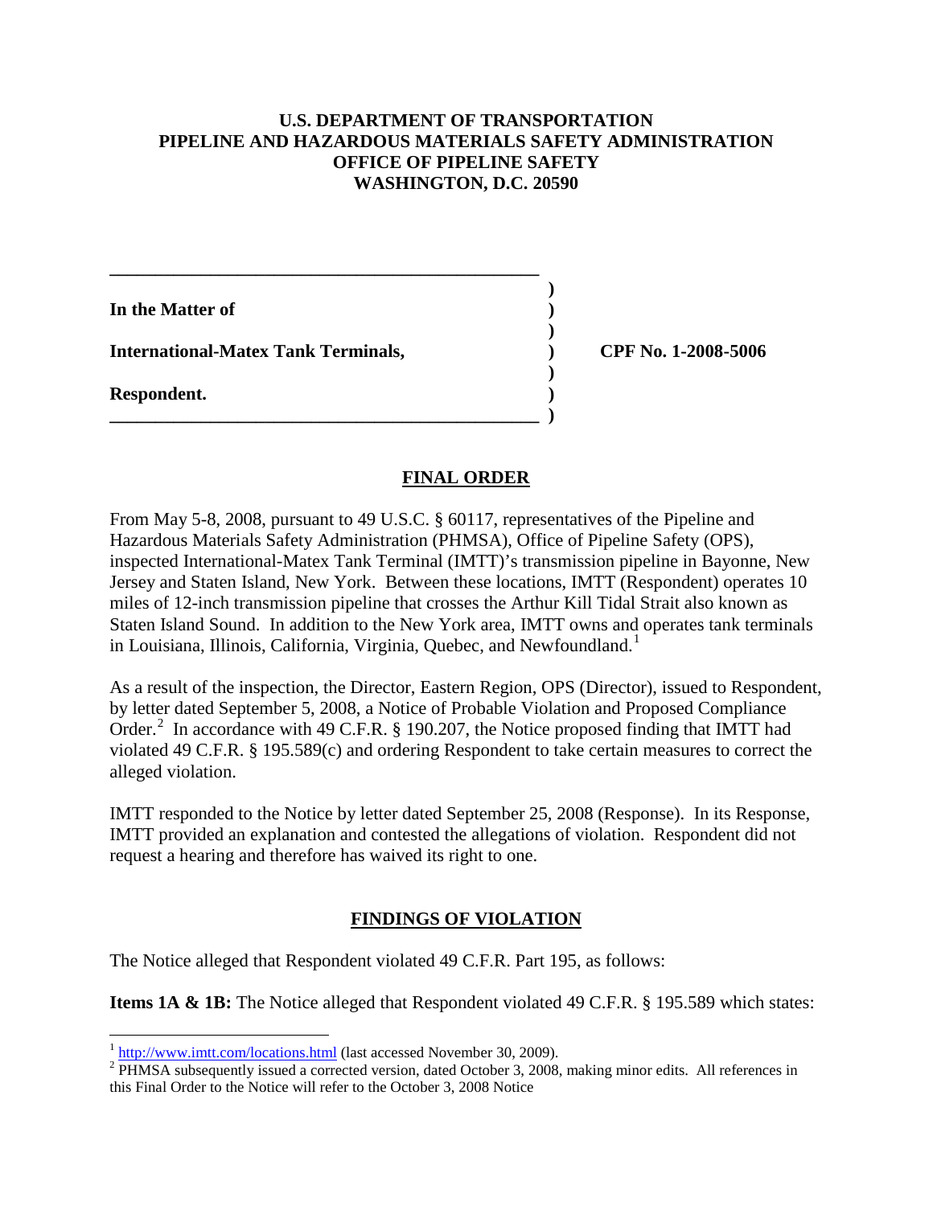**U.S. DEPARTMENT OF TRANSPORTATION**
**PIPELINE AND HAZARDOUS MATERIALS SAFETY ADMINISTRATION**
**OFFICE OF PIPELINE SAFETY**
**WASHINGTON, D.C. 20590**

| | | |
|---|---|---|
| **In the Matter of** | ) | |
| | ) | |
| **International-Matex Tank Terminals,** | ) | **CPF No. 1-2008-5006** |
| | ) | |
| **Respondent.** | ) | |

## FINAL ORDER

From May 5-8, 2008, pursuant to 49 U.S.C. § 60117, representatives of the Pipeline and Hazardous Materials Safety Administration (PHMSA), Office of Pipeline Safety (OPS), inspected International-Matex Tank Terminal (IMTT)'s transmission pipeline in Bayonne, New Jersey and Staten Island, New York. Between these locations, IMTT (Respondent) operates 10 miles of 12-inch transmission pipeline that crosses the Arthur Kill Tidal Strait also known as Staten Island Sound. In addition to the New York area, IMTT owns and operates tank terminals in Louisiana, Illinois, California, Virginia, Quebec, and Newfoundland.[1]

As a result of the inspection, the Director, Eastern Region, OPS (Director), issued to Respondent, by letter dated September 5, 2008, a Notice of Probable Violation and Proposed Compliance Order.[2] In accordance with 49 C.F.R. § 190.207, the Notice proposed finding that IMTT had violated 49 C.F.R. § 195.589(c) and ordering Respondent to take certain measures to correct the alleged violation.

IMTT responded to the Notice by letter dated September 25, 2008 (Response). In its Response, IMTT provided an explanation and contested the allegations of violation. Respondent did not request a hearing and therefore has waived its right to one.

## FINDINGS OF VIOLATION

The Notice alleged that Respondent violated 49 C.F.R. Part 195, as follows:

**Items 1A & 1B:** The Notice alleged that Respondent violated 49 C.F.R. § 195.589 which states:

---

[1] http://www.imtt.com/locations.html (last accessed November 30, 2009).

[2] PHMSA subsequently issued a corrected version, dated October 3, 2008, making minor edits. All references in this Final Order to the Notice will refer to the October 3, 2008 Notice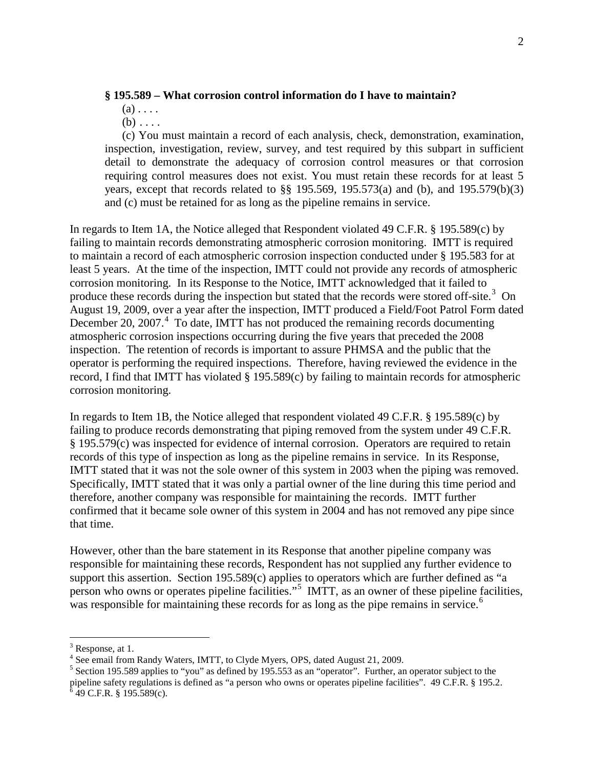**§ 195.589 – What corrosion control information do I have to maintain?**

(a) . . . .

(b) . . . .

(c) You must maintain a record of each analysis, check, demonstration, examination, inspection, investigation, review, survey, and test required by this subpart in sufficient detail to demonstrate the adequacy of corrosion control measures or that corrosion requiring control measures does not exist. You must retain these records for at least 5 years, except that records related to §§ 195.569, 195.573(a) and (b), and 195.579(b)(3) and (c) must be retained for as long as the pipeline remains in service.

In regards to Item 1A, the Notice alleged that Respondent violated 49 C.F.R. § 195.589(c) by failing to maintain records demonstrating atmospheric corrosion monitoring. IMTT is required to maintain a record of each atmospheric corrosion inspection conducted under § 195.583 for at least 5 years. At the time of the inspection, IMTT could not provide any records of atmospheric corrosion monitoring. In its Response to the Notice, IMTT acknowledged that it failed to produce these records during the inspection but stated that the records were stored off-site.[3] On August 19, 2009, over a year after the inspection, IMTT produced a Field/Foot Patrol Form dated December 20, 2007.[4] To date, IMTT has not produced the remaining records documenting atmospheric corrosion inspections occurring during the five years that preceded the 2008 inspection. The retention of records is important to assure PHMSA and the public that the operator is performing the required inspections. Therefore, having reviewed the evidence in the record, I find that IMTT has violated § 195.589(c) by failing to maintain records for atmospheric corrosion monitoring.

In regards to Item 1B, the Notice alleged that respondent violated 49 C.F.R. § 195.589(c) by failing to produce records demonstrating that piping removed from the system under 49 C.F.R. § 195.579(c) was inspected for evidence of internal corrosion. Operators are required to retain records of this type of inspection as long as the pipeline remains in service. In its Response, IMTT stated that it was not the sole owner of this system in 2003 when the piping was removed. Specifically, IMTT stated that it was only a partial owner of the line during this time period and therefore, another company was responsible for maintaining the records. IMTT further confirmed that it became sole owner of this system in 2004 and has not removed any pipe since that time.

However, other than the bare statement in its Response that another pipeline company was responsible for maintaining these records, Respondent has not supplied any further evidence to support this assertion. Section 195.589(c) applies to operators which are further defined as "a person who owns or operates pipeline facilities."[5] IMTT, as an owner of these pipeline facilities, was responsible for maintaining these records for as long as the pipe remains in service.[6]

---

[3] Response, at 1.

[4] See email from Randy Waters, IMTT, to Clyde Myers, OPS, dated August 21, 2009.

[5] Section 195.589 applies to "you" as defined by 195.553 as an "operator". Further, an operator subject to the pipeline safety regulations is defined as "a person who owns or operates pipeline facilities". 49 C.F.R. § 195.2.

[6] 49 C.F.R. § 195.589(c).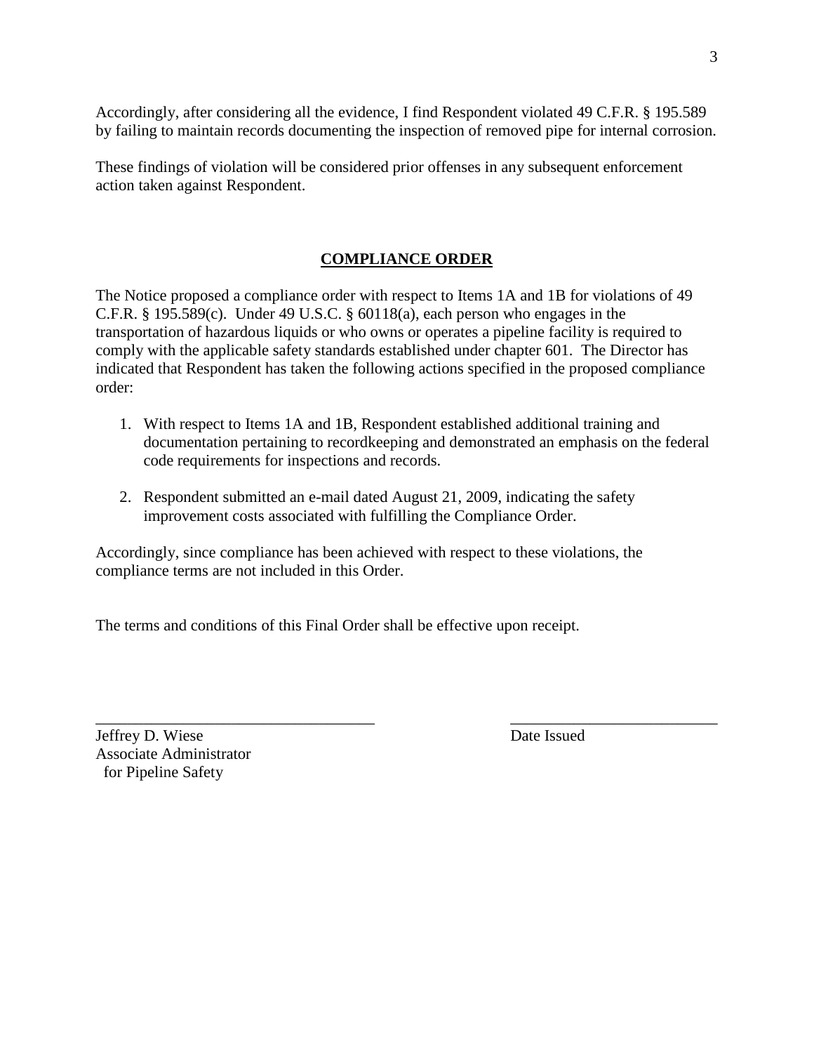Accordingly, after considering all the evidence, I find Respondent violated 49 C.F.R. § 195.589 by failing to maintain records documenting the inspection of removed pipe for internal corrosion.

These findings of violation will be considered prior offenses in any subsequent enforcement action taken against Respondent.

## **COMPLIANCE ORDER**

The Notice proposed a compliance order with respect to Items 1A and 1B for violations of 49 C.F.R. § 195.589(c). Under 49 U.S.C. § 60118(a), each person who engages in the transportation of hazardous liquids or who owns or operates a pipeline facility is required to comply with the applicable safety standards established under chapter 601. The Director has indicated that Respondent has taken the following actions specified in the proposed compliance order:

1. With respect to Items 1A and 1B, Respondent established additional training and documentation pertaining to recordkeeping and demonstrated an emphasis on the federal code requirements for inspections and records.

2. Respondent submitted an e-mail dated August 21, 2009, indicating the safety improvement costs associated with fulfilling the Compliance Order.

Accordingly, since compliance has been achieved with respect to these violations, the compliance terms are not included in this Order.

The terms and conditions of this Final Order shall be effective upon receipt.

\_\_\_\_\_\_\_\_\_\_\_\_\_\_\_\_\_\_\_\_\_\_\_\_\_\_\_\_\_\_\_\_\_\_\_\_ &nbsp;&nbsp;&nbsp;&nbsp;&nbsp;&nbsp;&nbsp;&nbsp; \_\_\_\_\_\_\_\_\_\_\_\_\_\_\_\_\_\_\_\_\_\_\_\_\_\_\_

Jeffrey D. Wiese
Associate Administrator
for Pipeline Safety

Date Issued